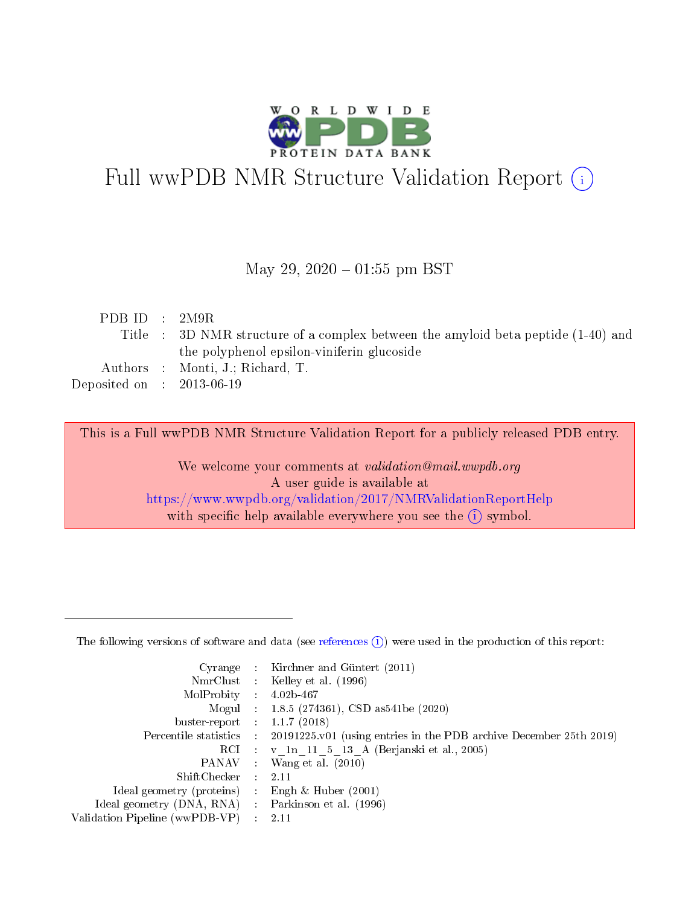# Full wwPDB NMR Structure Validation Report (i)

May 29, 2020 – 01:55 pm BST

| | | |
|---|---|---|
| PDB ID | : | 2M9R |
| Title | : | 3D NMR structure of a complex between the amyloid beta peptide (1-40) and the polyphenol epsilon-viniferin glucoside |
| Authors | : | Monti, J.; Richard, T. |
| Deposited on | : | 2013-06-19 |

This is a Full wwPDB NMR Structure Validation Report for a publicly released PDB entry.

We welcome your comments at *validation@mail.wwpdb.org*
A user guide is available at
https://www.wwpdb.org/validation/2017/NMRValidationReportHelp
with specific help available everywhere you see the (i) symbol.

---

The following versions of software and data (see references (i)) were used in the production of this report:

| | | |
|---|---|---|
| Cyrange | : | Kirchner and Güntert (2011) |
| NmrClust | : | Kelley et al. (1996) |
| MolProbity | : | 4.02b-467 |
| Mogul | : | 1.8.5 (274361), CSD as541be (2020) |
| buster-report | : | 1.1.7 (2018) |
| Percentile statistics | : | 20191225.v01 (using entries in the PDB archive December 25th 2019) |
| RCI | : | v_1n_11_5_13_A (Berjanski et al., 2005) |
| PANAV | : | Wang et al. (2010) |
| ShiftChecker | : | 2.11 |
| Ideal geometry (proteins) | : | Engh & Huber (2001) |
| Ideal geometry (DNA, RNA) | : | Parkinson et al. (1996) |
| Validation Pipeline (wwPDB-VP) | : | 2.11 |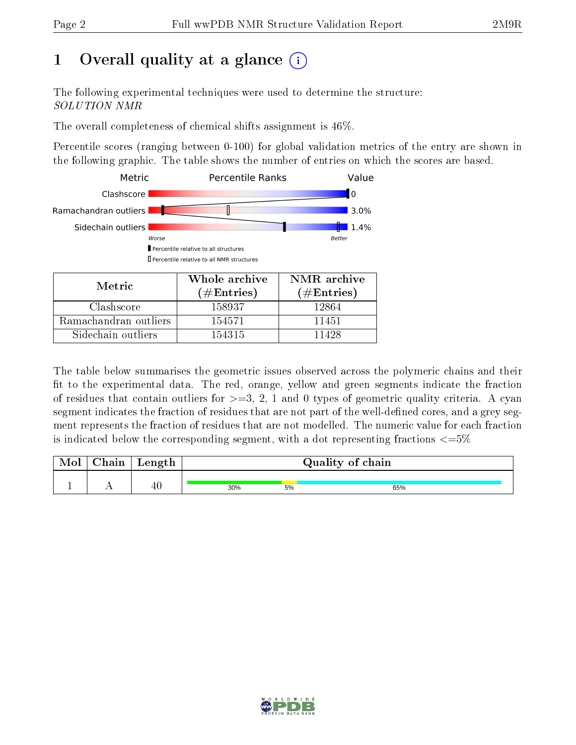# 1 Overall quality at a glance (i)

The following experimental techniques were used to determine the structure:
*SOLUTION NMR*

The overall completeness of chemical shifts assignment is 46%.

Percentile scores (ranging between 0-100) for global validation metrics of the entry are shown in the following graphic. The table shows the number of entries on which the scores are based.

| Metric | Value |
|---|---|
| Clashscore | 0 |
| Ramachandran outliers | 3.0% |
| Sidechain outliers | 1.4% |

Worse — Better

▮ Percentile relative to all structures

▯ Percentile relative to all NMR structures

| Metric | Whole archive (#Entries) | NMR archive (#Entries) |
|---|---|---|
| Clashscore | 158937 | 12864 |
| Ramachandran outliers | 154571 | 11451 |
| Sidechain outliers | 154315 | 11428 |

The table below summarises the geometric issues observed across the polymeric chains and their fit to the experimental data. The red, orange, yellow and green segments indicate the fraction of residues that contain outliers for >=3, 2, 1 and 0 types of geometric quality criteria. A cyan segment indicates the fraction of residues that are not part of the well-defined cores, and a grey segment represents the fraction of residues that are not modelled. The numeric value for each fraction is indicated below the corresponding segment, with a dot representing fractions <=5%

| Mol | Chain | Length | Quality of chain |
|---|---|---|---|
| 1 | A | 40 | 30% 5% 65% |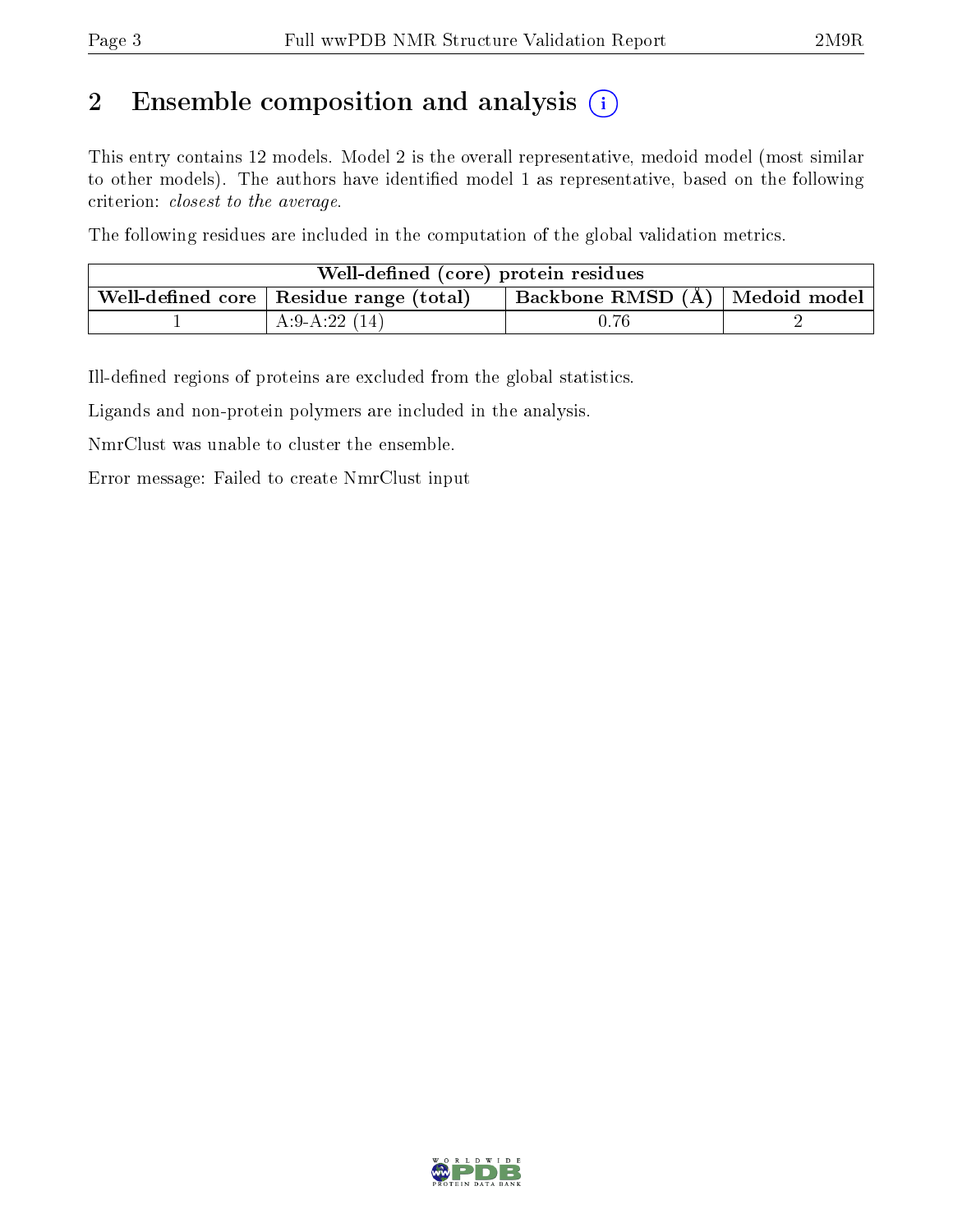## 2 Ensemble composition and analysis

This entry contains 12 models. Model 2 is the overall representative, medoid model (most similar to other models). The authors have identified model 1 as representative, based on the following criterion: *closest to the average*.

The following residues are included in the computation of the global validation metrics.

| Well-defined (core) protein residues | | | |
|---|---|---|---|
| Well-defined core | Residue range (total) | Backbone RMSD (Å) | Medoid model |
| 1 | A:9-A:22 (14) | 0.76 | 2 |

Ill-defined regions of proteins are excluded from the global statistics.

Ligands and non-protein polymers are included in the analysis.

NmrClust was unable to cluster the ensemble.

Error message: Failed to create NmrClust input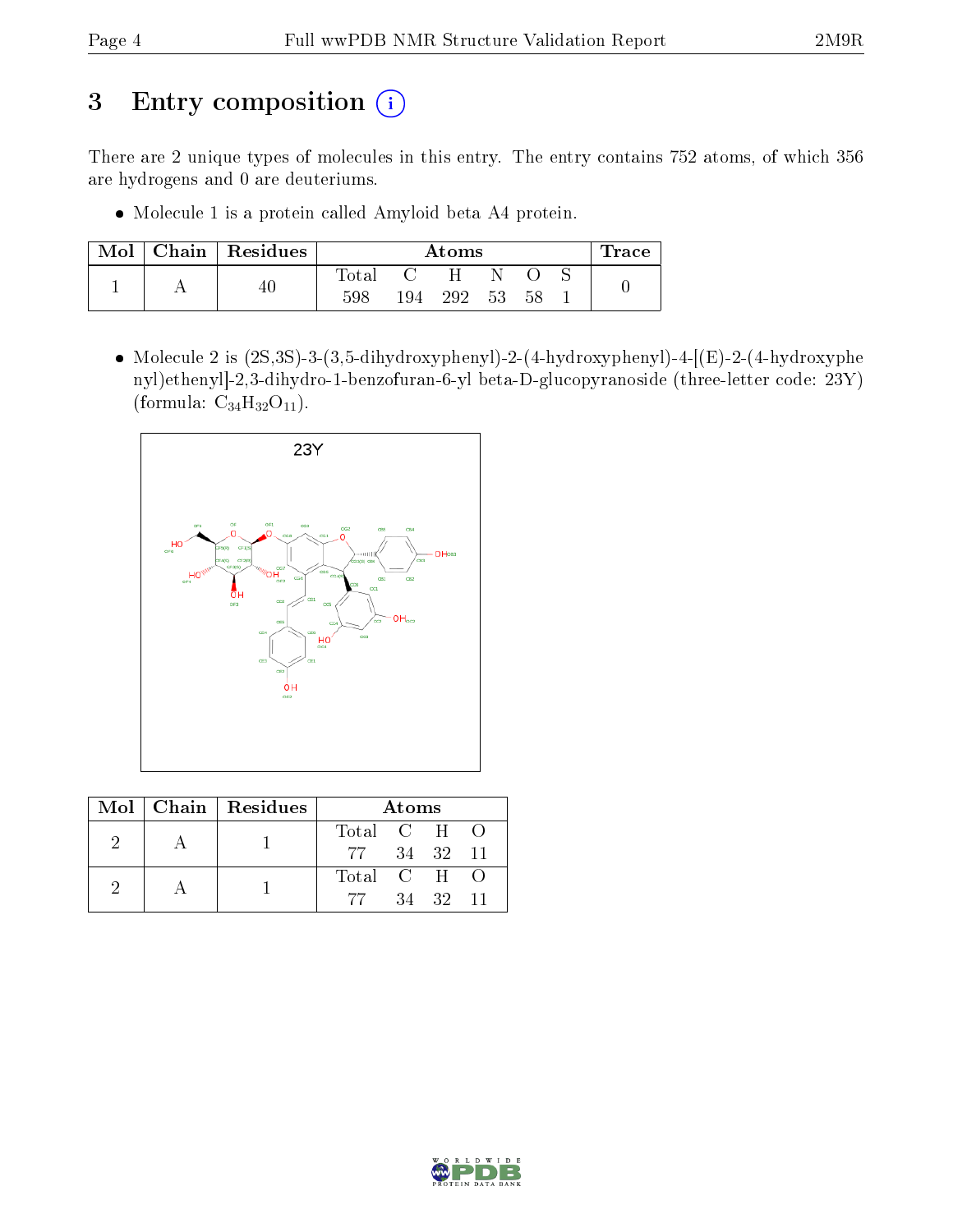# 3 Entry composition (i)

There are 2 unique types of molecules in this entry. The entry contains 752 atoms, of which 356 are hydrogens and 0 are deuteriums.

- Molecule 1 is a protein called Amyloid beta A4 protein.

| Mol | Chain | Residues | Atoms | | | | | | Trace |
|---|---|---|---|---|---|---|---|---|---|
| | | | Total | C | H | N | O | S | |
| 1 | A | 40 | 598 | 194 | 292 | 53 | 58 | 1 | 0 |

- Molecule 2 is (2S,3S)-3-(3,5-dihydroxyphenyl)-2-(4-hydroxyphenyl)-4-[(E)-2-(4-hydroxyphenyl)ethenyl]-2,3-dihydro-1-benzofuran-6-yl beta-D-glucopyranoside (three-letter code: 23Y) (formula: $C_{34}H_{32}O_{11}$).

| Mol | Chain | Residues | Atoms | | | |
|---|---|---|---|---|---|---|
| | | | Total | C | H | O |
| 2 | A | 1 | 77 | 34 | 32 | 11 |
| 2 | A | 1 | 77 | 34 | 32 | 11 |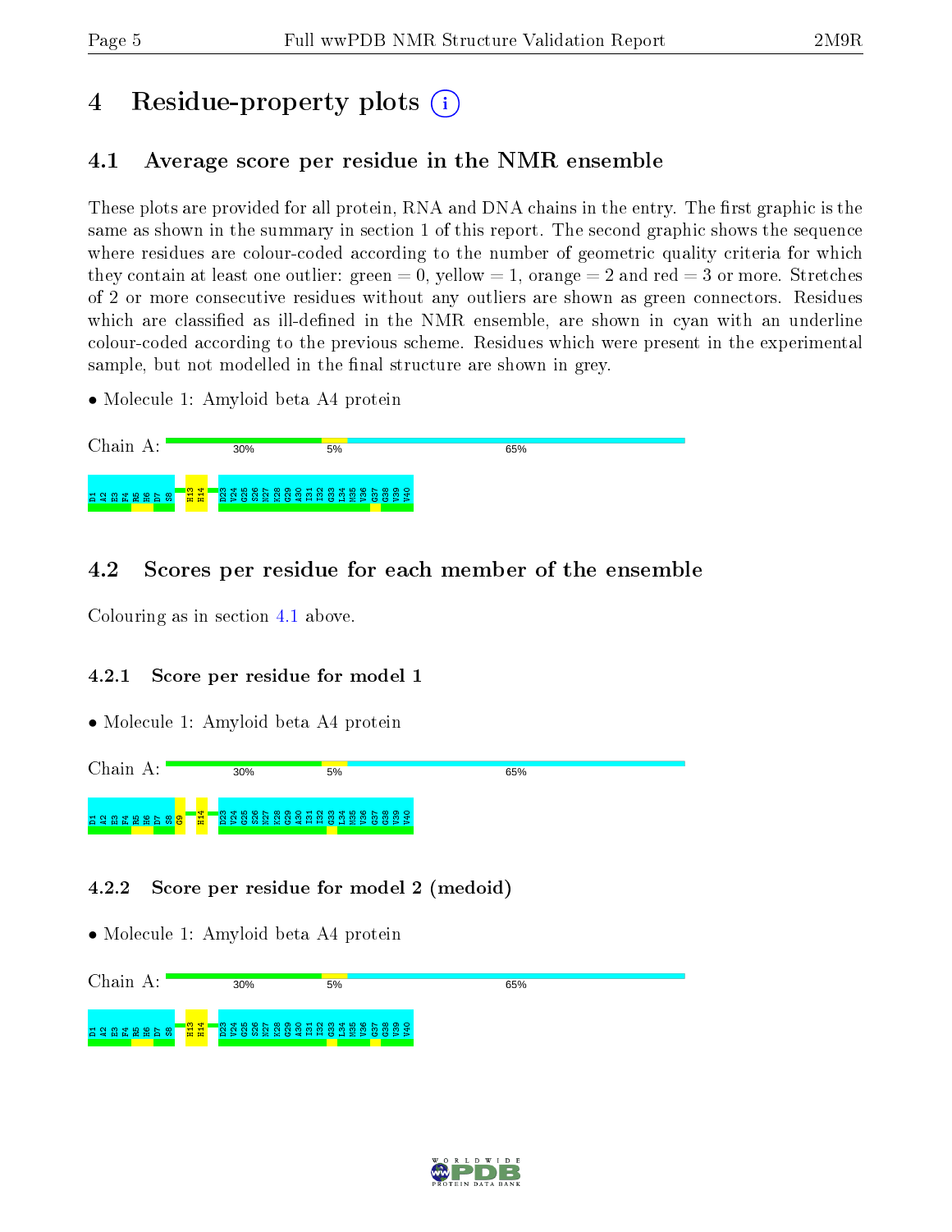# 4 Residue-property plots

## 4.1 Average score per residue in the NMR ensemble

These plots are provided for all protein, RNA and DNA chains in the entry. The first graphic is the same as shown in the summary in section 1 of this report. The second graphic shows the sequence where residues are colour-coded according to the number of geometric quality criteria for which they contain at least one outlier: green = 0, yellow = 1, orange = 2 and red = 3 or more. Stretches of 2 or more consecutive residues without any outliers are shown as green connectors. Residues which are classified as ill-defined in the NMR ensemble, are shown in cyan with an underline colour-coded according to the previous scheme. Residues which were present in the experimental sample, but not modelled in the final structure are shown in grey.

- Molecule 1: Amyloid beta A4 protein

Chain A: 30% 5% 65%

D1 A2 E3 F4 R5 H6 D7 S8 H13 H14 D23 V24 G25 S26 N27 K28 G29 A30 I31 I32 G33 L34 M35 V36 G37 G38 V39 V40

## 4.2 Scores per residue for each member of the ensemble

Colouring as in section 4.1 above.

### 4.2.1 Score per residue for model 1

- Molecule 1: Amyloid beta A4 protein

Chain A: 30% 5% 65%

D1 A2 E3 F4 R5 H6 D7 S8 G9 H14 D23 V24 G25 S26 N27 K28 G29 A30 I31 I32 G33 L34 M35 V36 G37 G38 V39 V40

### 4.2.2 Score per residue for model 2 (medoid)

- Molecule 1: Amyloid beta A4 protein

Chain A: 30% 5% 65%

D1 A2 E3 F4 R5 H6 D7 S8 H13 H14 D23 V24 G25 S26 N27 K28 G29 A30 I31 I32 G33 L34 M35 V36 G37 G38 V39 V40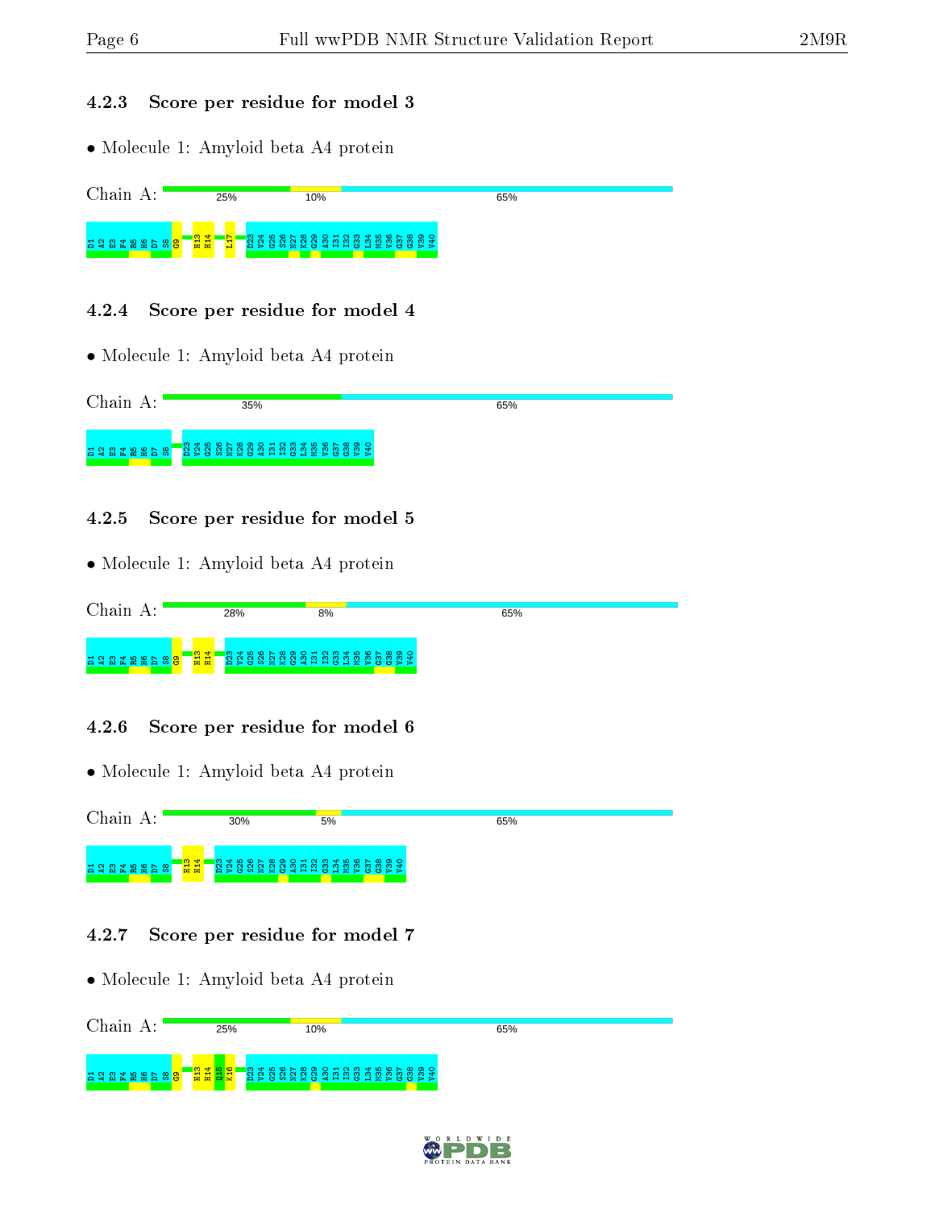#### 4.2.3 Score per residue for model 3

- Molecule 1: Amyloid beta A4 protein

Chain A: 25% 10% 65%

D1 A2 E3 F4 R5 H6 D7 S8 G9 H13 H14 L17 D23 V24 G25 S26 N27 K28 G29 A30 I31 I32 G33 L34 M35 V36 G37 G38 V39 V40

#### 4.2.4 Score per residue for model 4

- Molecule 1: Amyloid beta A4 protein

Chain A: 35% 65%

D1 A2 E3 F4 R5 H6 D7 S8 D23 V24 G25 S26 N27 K28 G29 A30 I31 I32 G33 L34 M35 V36 G37 G38 V39 V40

#### 4.2.5 Score per residue for model 5

- Molecule 1: Amyloid beta A4 protein

Chain A: 28% 8% 65%

D1 A2 E3 F4 R5 H6 D7 S8 G9 H13 H14 D23 V24 G25 S26 N27 K28 G29 A30 I31 I32 G33 L34 M35 V36 G37 G38 V39 V40

#### 4.2.6 Score per residue for model 6

- Molecule 1: Amyloid beta A4 protein

Chain A: 30% 5% 65%

D1 A2 E3 F4 R5 H6 D7 S8 H13 H14 D23 V24 G25 S26 N27 K28 G29 A30 I31 I32 G33 L34 M35 V36 G37 G38 V39 V40

#### 4.2.7 Score per residue for model 7

- Molecule 1: Amyloid beta A4 protein

Chain A: 25% 10% 65%

D1 A2 E3 F4 R5 H6 D7 S8 G9 H13 H14 Q15 K16 D23 V24 G25 S26 N27 K28 G29 A30 I31 I32 G33 L34 M35 V36 G37 G38 V39 V40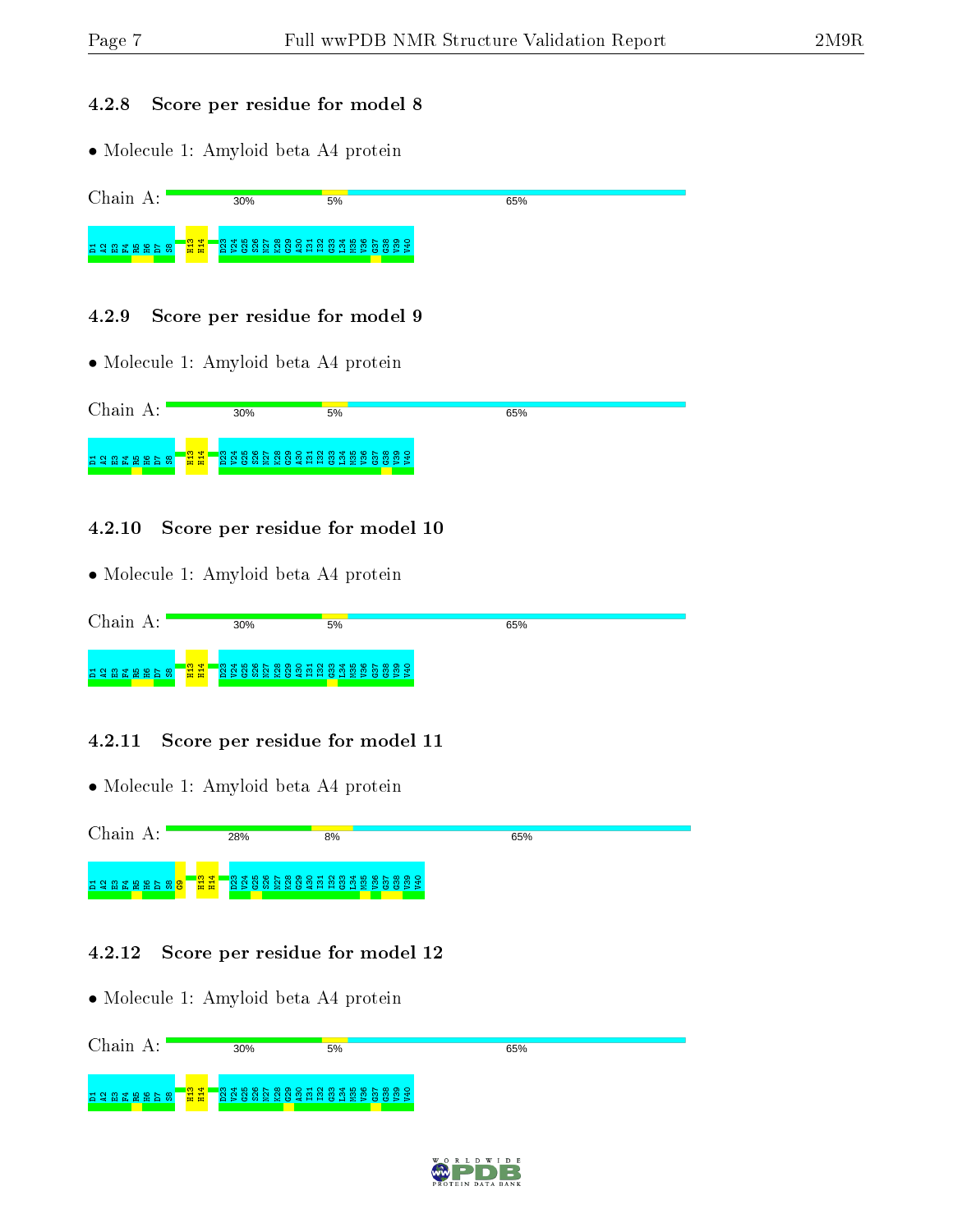### 4.2.8 Score per residue for model 8

- Molecule 1: Amyloid beta A4 protein

Chain A: 30% 5% 65%

D1 A2 E3 F4 R5 H6 D7 S8 H13 H14 D23 V24 G25 S26 N27 K28 G29 A30 I31 I32 G33 L34 M35 V36 G37 G38 V39 V40

### 4.2.9 Score per residue for model 9

- Molecule 1: Amyloid beta A4 protein

Chain A: 30% 5% 65%

D1 A2 E3 F4 R5 H6 D7 S8 H13 H14 D23 V24 G25 S26 N27 K28 G29 A30 I31 I32 G33 L34 M35 V36 G37 G38 V39 V40

### 4.2.10 Score per residue for model 10

- Molecule 1: Amyloid beta A4 protein

Chain A: 30% 5% 65%

D1 A2 E3 F4 R5 H6 D7 S8 H13 H14 D23 V24 G25 S26 N27 K28 G29 A30 I31 I32 G33 L34 M35 V36 G37 G38 V39 V40

### 4.2.11 Score per residue for model 11

- Molecule 1: Amyloid beta A4 protein

Chain A: 28% 8% 65%

D1 A2 E3 F4 R5 H6 D7 S8 G9 H13 H14 D23 V24 G25 S26 N27 K28 G29 A30 I31 I32 G33 L34 M35 V36 G37 G38 V39 V40

### 4.2.12 Score per residue for model 12

- Molecule 1: Amyloid beta A4 protein

Chain A: 30% 5% 65%

D1 A2 E3 F4 R5 H6 D7 S8 H13 H14 D23 V24 G25 S26 N27 K28 G29 A30 I31 I32 G33 L34 M35 V36 G37 G38 V39 V40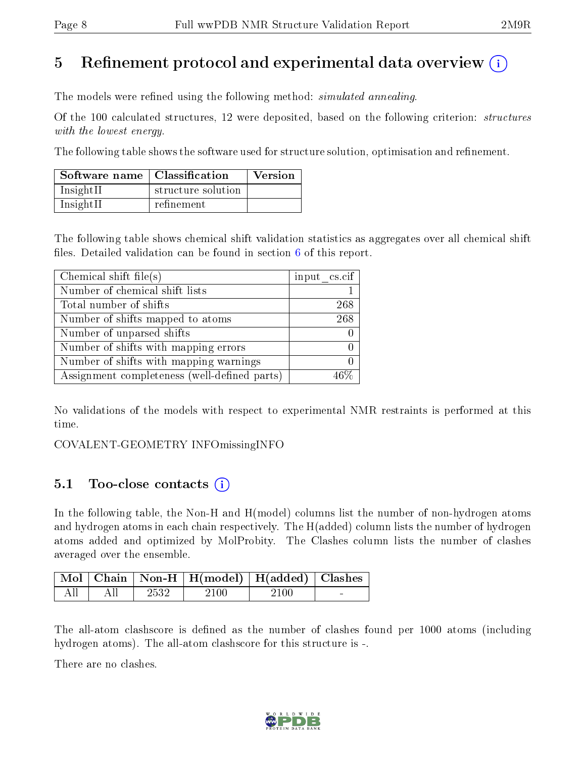# 5 Refinement protocol and experimental data overview

The models were refined using the following method: *simulated annealing*.

Of the 100 calculated structures, 12 were deposited, based on the following criterion: *structures with the lowest energy*.

The following table shows the software used for structure solution, optimisation and refinement.

| Software name | Classification | Version |
|---|---|---|
| InsightII | structure solution | |
| InsightII | refinement | |

The following table shows chemical shift validation statistics as aggregates over all chemical shift files. Detailed validation can be found in section 6 of this report.

| Chemical shift file(s) | input_cs.cif |
|---|---|
| Number of chemical shift lists | 1 |
| Total number of shifts | 268 |
| Number of shifts mapped to atoms | 268 |
| Number of unparsed shifts | 0 |
| Number of shifts with mapping errors | 0 |
| Number of shifts with mapping warnings | 0 |
| Assignment completeness (well-defined parts) | 46% |

No validations of the models with respect to experimental NMR restraints is performed at this time.

COVALENT-GEOMETRY INFOmissingINFO

## 5.1 Too-close contacts

In the following table, the Non-H and H(model) columns list the number of non-hydrogen atoms and hydrogen atoms in each chain respectively. The H(added) column lists the number of hydrogen atoms added and optimized by MolProbity. The Clashes column lists the number of clashes averaged over the ensemble.

| Mol | Chain | Non-H | H(model) | H(added) | Clashes |
|---|---|---|---|---|---|
| All | All | 2532 | 2100 | 2100 | - |

The all-atom clashscore is defined as the number of clashes found per 1000 atoms (including hydrogen atoms). The all-atom clashscore for this structure is -.

There are no clashes.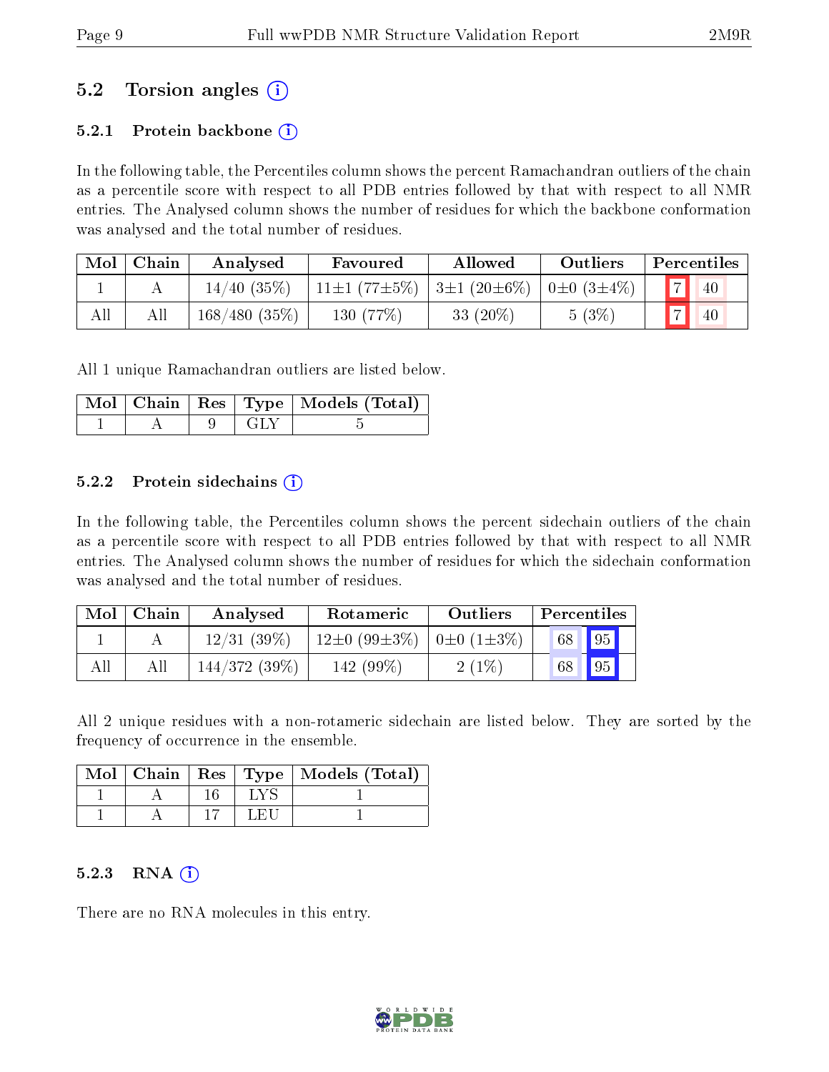## 5.2 Torsion angles (i)

### 5.2.1 Protein backbone (i)

In the following table, the Percentiles column shows the percent Ramachandran outliers of the chain as a percentile score with respect to all PDB entries followed by that with respect to all NMR entries. The Analysed column shows the number of residues for which the backbone conformation was analysed and the total number of residues.

| Mol | Chain | Analysed | Favoured | Allowed | Outliers | Percentiles | |
|---|---|---|---|---|---|---|---|
| 1 | A | 14/40 (35%) | 11±1 (77±5%) | 3±1 (20±6%) | 0±0 (3±4%) | 7 | 40 |
| All | All | 168/480 (35%) | 130 (77%) | 33 (20%) | 5 (3%) | 7 | 40 |

All 1 unique Ramachandran outliers are listed below.

| Mol | Chain | Res | Type | Models (Total) |
|---|---|---|---|---|
| 1 | A | 9 | GLY | 5 |

### 5.2.2 Protein sidechains (i)

In the following table, the Percentiles column shows the percent sidechain outliers of the chain as a percentile score with respect to all PDB entries followed by that with respect to all NMR entries. The Analysed column shows the number of residues for which the sidechain conformation was analysed and the total number of residues.

| Mol | Chain | Analysed | Rotameric | Outliers | Percentiles | |
|---|---|---|---|---|---|---|
| 1 | A | 12/31 (39%) | 12±0 (99±3%) | 0±0 (1±3%) | 68 | 95 |
| All | All | 144/372 (39%) | 142 (99%) | 2 (1%) | 68 | 95 |

All 2 unique residues with a non-rotameric sidechain are listed below. They are sorted by the frequency of occurrence in the ensemble.

| Mol | Chain | Res | Type | Models (Total) |
|---|---|---|---|---|
| 1 | A | 16 | LYS | 1 |
| 1 | A | 17 | LEU | 1 |

### 5.2.3 RNA (i)

There are no RNA molecules in this entry.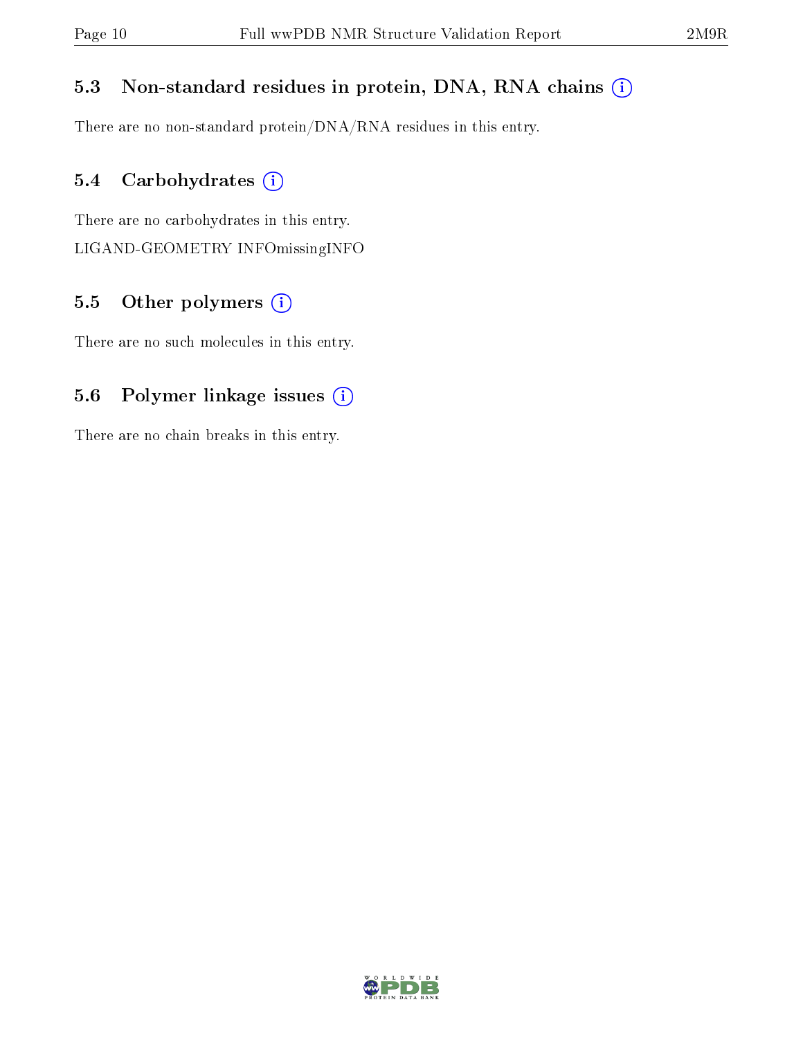### 5.3 Non-standard residues in protein, DNA, RNA chains

There are no non-standard protein/DNA/RNA residues in this entry.

### 5.4 Carbohydrates

There are no carbohydrates in this entry.

LIGAND-GEOMETRY INFOmissingINFO

### 5.5 Other polymers

There are no such molecules in this entry.

### 5.6 Polymer linkage issues

There are no chain breaks in this entry.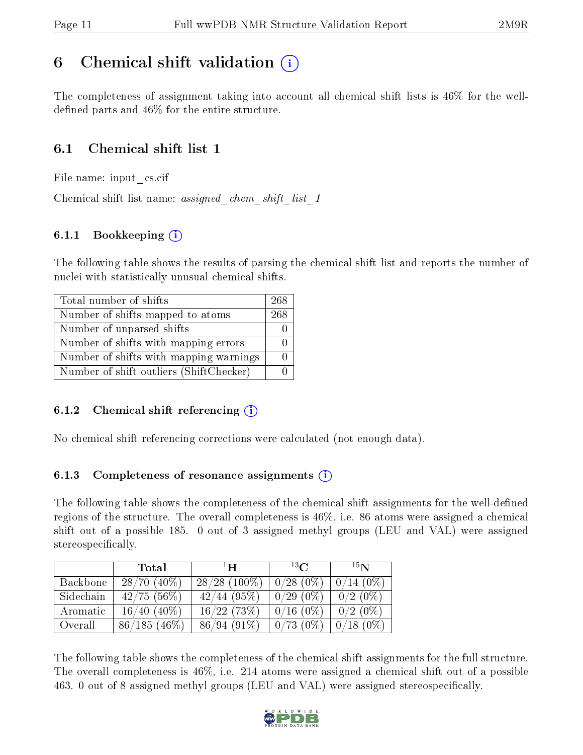# 6 Chemical shift validation

The completeness of assignment taking into account all chemical shift lists is 46% for the well-defined parts and 46% for the entire structure.

## 6.1 Chemical shift list 1

File name: input_cs.cif

Chemical shift list name: *assigned_chem_shift_list_1*

### 6.1.1 Bookkeeping

The following table shows the results of parsing the chemical shift list and reports the number of nuclei with statistically unusual chemical shifts.

| | |
|---|---|
| Total number of shifts | 268 |
| Number of shifts mapped to atoms | 268 |
| Number of unparsed shifts | 0 |
| Number of shifts with mapping errors | 0 |
| Number of shifts with mapping warnings | 0 |
| Number of shift outliers (ShiftChecker) | 0 |

### 6.1.2 Chemical shift referencing

No chemical shift referencing corrections were calculated (not enough data).

### 6.1.3 Completeness of resonance assignments

The following table shows the completeness of the chemical shift assignments for the well-defined regions of the structure. The overall completeness is 46%, i.e. 86 atoms were assigned a chemical shift out of a possible 185. 0 out of 3 assigned methyl groups (LEU and VAL) were assigned stereospecifically.

| | Total | $^{1}$H | $^{13}$C | $^{15}$N |
|---|---|---|---|---|
| Backbone | 28/70 (40%) | 28/28 (100%) | 0/28 (0%) | 0/14 (0%) |
| Sidechain | 42/75 (56%) | 42/44 (95%) | 0/29 (0%) | 0/2 (0%) |
| Aromatic | 16/40 (40%) | 16/22 (73%) | 0/16 (0%) | 0/2 (0%) |
| Overall | 86/185 (46%) | 86/94 (91%) | 0/73 (0%) | 0/18 (0%) |

The following table shows the completeness of the chemical shift assignments for the full structure. The overall completeness is 46%, i.e. 214 atoms were assigned a chemical shift out of a possible 463. 0 out of 8 assigned methyl groups (LEU and VAL) were assigned stereospecifically.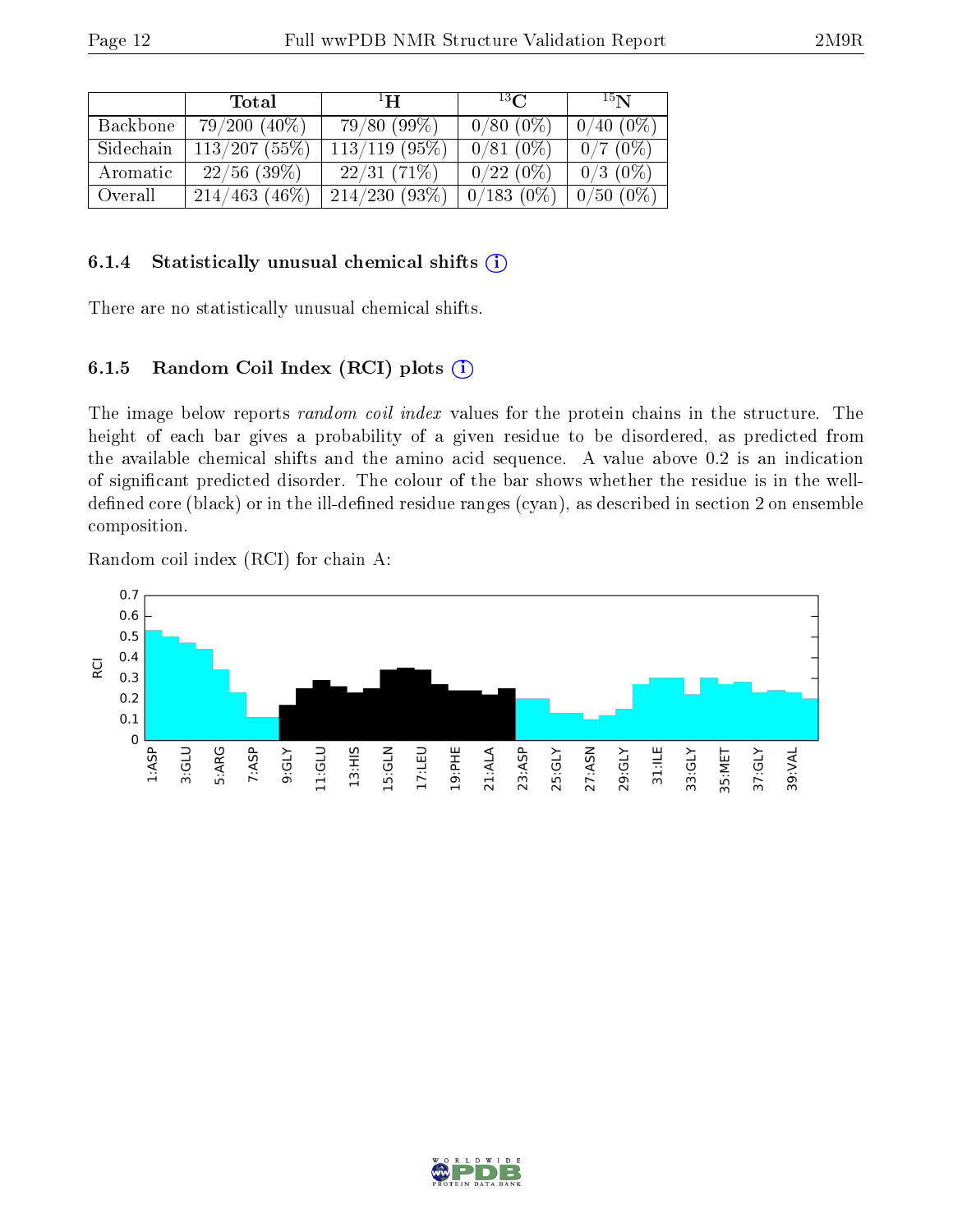| | Total | $^{1}H$ | $^{13}C$ | $^{15}N$ |
| --- | --- | --- | --- | --- |
| Backbone | 79/200 (40%) | 79/80 (99%) | 0/80 (0%) | 0/40 (0%) |
| Sidechain | 113/207 (55%) | 113/119 (95%) | 0/81 (0%) | 0/7 (0%) |
| Aromatic | 22/56 (39%) | 22/31 (71%) | 0/22 (0%) | 0/3 (0%) |
| Overall | 214/463 (46%) | 214/230 (93%) | 0/183 (0%) | 0/50 (0%) |

### 6.1.4 Statistically unusual chemical shifts

There are no statistically unusual chemical shifts.

### 6.1.5 Random Coil Index (RCI) plots

The image below reports *random coil index* values for the protein chains in the structure. The height of each bar gives a probability of a given residue to be disordered, as predicted from the available chemical shifts and the amino acid sequence. A value above 0.2 is an indication of significant predicted disorder. The colour of the bar shows whether the residue is in the well-defined core (black) or in the ill-defined residue ranges (cyan), as described in section 2 on ensemble composition.

Random coil index (RCI) for chain A:

RCI
0.7
0.6
0.5
0.4
0.3
0.2
0.1
0

1:ASP 3:GLU 5:ARG 7:ASP 9:GLY 11:GLU 13:HIS 15:GLN 17:LEU 19:PHE 21:ALA 23:ASP 25:GLY 27:ASN 29:GLY 31:ILE 33:GLY 35:MET 37:GLY 39:VAL